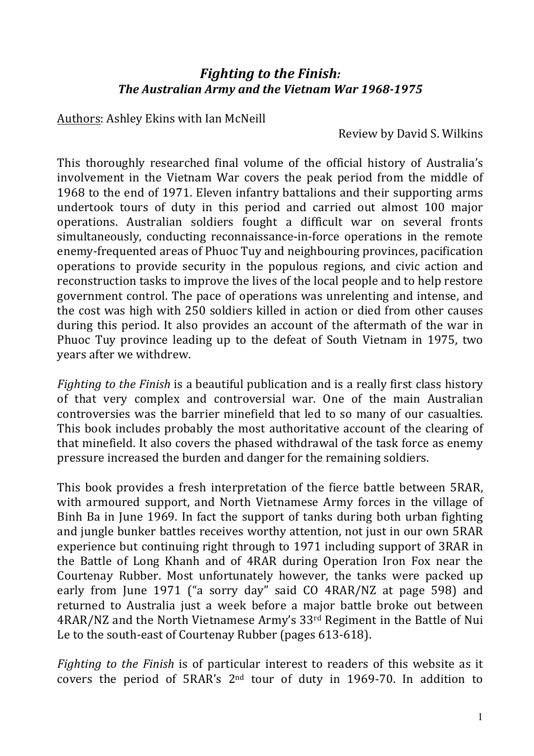# *Fighting to the Finish:*
## *The Australian Army and the Vietnam War 1968-1975*

Authors: Ashley Ekins with Ian McNeill

Review by David S. Wilkins

This thoroughly researched final volume of the official history of Australia's involvement in the Vietnam War covers the peak period from the middle of 1968 to the end of 1971. Eleven infantry battalions and their supporting arms undertook tours of duty in this period and carried out almost 100 major operations. Australian soldiers fought a difficult war on several fronts simultaneously, conducting reconnaissance-in-force operations in the remote enemy-frequented areas of Phuoc Tuy and neighbouring provinces, pacification operations to provide security in the populous regions, and civic action and reconstruction tasks to improve the lives of the local people and to help restore government control. The pace of operations was unrelenting and intense, and the cost was high with 250 soldiers killed in action or died from other causes during this period. It also provides an account of the aftermath of the war in Phuoc Tuy province leading up to the defeat of South Vietnam in 1975, two years after we withdrew.

*Fighting to the Finish* is a beautiful publication and is a really first class history of that very complex and controversial war. One of the main Australian controversies was the barrier minefield that led to so many of our casualties. This book includes probably the most authoritative account of the clearing of that minefield. It also covers the phased withdrawal of the task force as enemy pressure increased the burden and danger for the remaining soldiers.

This book provides a fresh interpretation of the fierce battle between 5RAR, with armoured support, and North Vietnamese Army forces in the village of Binh Ba in June 1969. In fact the support of tanks during both urban fighting and jungle bunker battles receives worthy attention, not just in our own 5RAR experience but continuing right through to 1971 including support of 3RAR in the Battle of Long Khanh and of 4RAR during Operation Iron Fox near the Courtenay Rubber. Most unfortunately however, the tanks were packed up early from June 1971 ("a sorry day" said CO 4RAR/NZ at page 598) and returned to Australia just a week before a major battle broke out between 4RAR/NZ and the North Vietnamese Army's 33rd Regiment in the Battle of Nui Le to the south-east of Courtenay Rubber (pages 613-618).

*Fighting to the Finish* is of particular interest to readers of this website as it covers the period of 5RAR's 2nd tour of duty in 1969-70. In addition to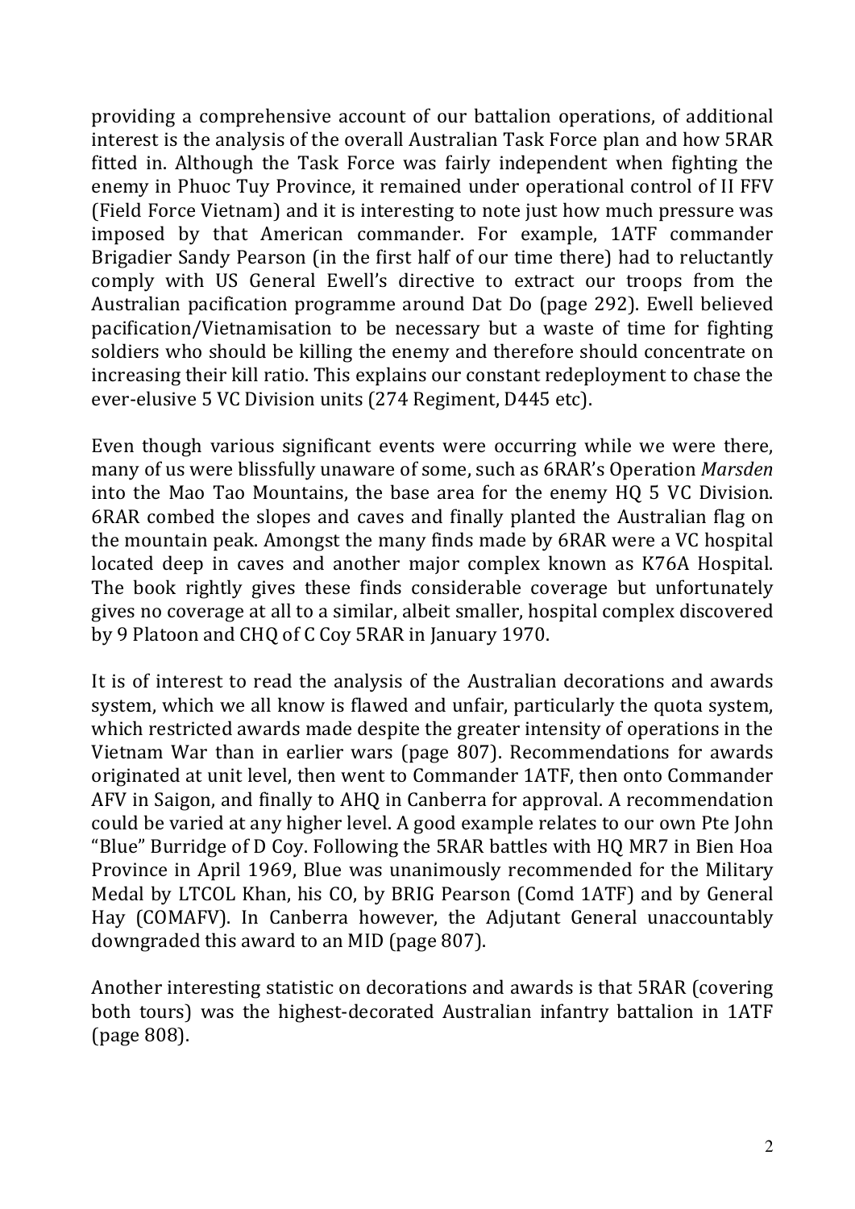providing a comprehensive account of our battalion operations, of additional interest is the analysis of the overall Australian Task Force plan and how 5RAR fitted in. Although the Task Force was fairly independent when fighting the enemy in Phuoc Tuy Province, it remained under operational control of II FFV (Field Force Vietnam) and it is interesting to note just how much pressure was imposed by that American commander. For example, 1ATF commander Brigadier Sandy Pearson (in the first half of our time there) had to reluctantly comply with US General Ewell's directive to extract our troops from the Australian pacification programme around Dat Do (page 292). Ewell believed pacification/Vietnamisation to be necessary but a waste of time for fighting soldiers who should be killing the enemy and therefore should concentrate on increasing their kill ratio. This explains our constant redeployment to chase the ever-elusive 5 VC Division units (274 Regiment, D445 etc).

Even though various significant events were occurring while we were there, many of us were blissfully unaware of some, such as 6RAR's Operation *Marsden* into the Mao Tao Mountains, the base area for the enemy HQ 5 VC Division. 6RAR combed the slopes and caves and finally planted the Australian flag on the mountain peak. Amongst the many finds made by 6RAR were a VC hospital located deep in caves and another major complex known as K76A Hospital. The book rightly gives these finds considerable coverage but unfortunately gives no coverage at all to a similar, albeit smaller, hospital complex discovered by 9 Platoon and CHQ of C Coy 5RAR in January 1970.

It is of interest to read the analysis of the Australian decorations and awards system, which we all know is flawed and unfair, particularly the quota system, which restricted awards made despite the greater intensity of operations in the Vietnam War than in earlier wars (page 807). Recommendations for awards originated at unit level, then went to Commander 1ATF, then onto Commander AFV in Saigon, and finally to AHQ in Canberra for approval. A recommendation could be varied at any higher level. A good example relates to our own Pte John "Blue" Burridge of D Coy. Following the 5RAR battles with HQ MR7 in Bien Hoa Province in April 1969, Blue was unanimously recommended for the Military Medal by LTCOL Khan, his CO, by BRIG Pearson (Comd 1ATF) and by General Hay (COMAFV). In Canberra however, the Adjutant General unaccountably downgraded this award to an MID (page 807).

Another interesting statistic on decorations and awards is that 5RAR (covering both tours) was the highest-decorated Australian infantry battalion in 1ATF (page 808).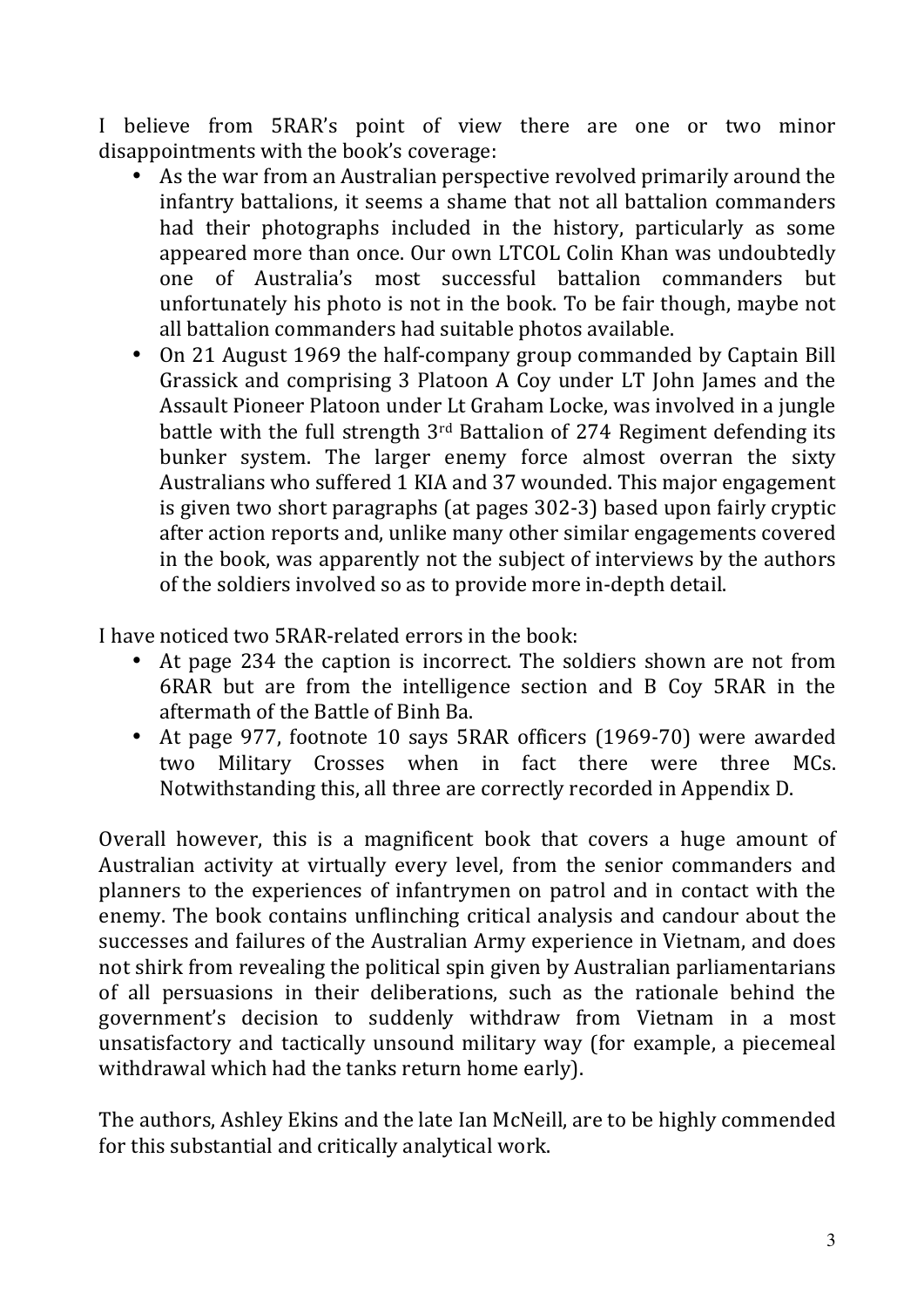I believe from 5RAR's point of view there are one or two minor disappointments with the book's coverage:

- As the war from an Australian perspective revolved primarily around the infantry battalions, it seems a shame that not all battalion commanders had their photographs included in the history, particularly as some appeared more than once. Our own LTCOL Colin Khan was undoubtedly one of Australia's most successful battalion commanders but unfortunately his photo is not in the book. To be fair though, maybe not all battalion commanders had suitable photos available.
- On 21 August 1969 the half-company group commanded by Captain Bill Grassick and comprising 3 Platoon A Coy under LT John James and the Assault Pioneer Platoon under Lt Graham Locke, was involved in a jungle battle with the full strength 3rd Battalion of 274 Regiment defending its bunker system. The larger enemy force almost overran the sixty Australians who suffered 1 KIA and 37 wounded. This major engagement is given two short paragraphs (at pages 302-3) based upon fairly cryptic after action reports and, unlike many other similar engagements covered in the book, was apparently not the subject of interviews by the authors of the soldiers involved so as to provide more in-depth detail.

I have noticed two 5RAR-related errors in the book:

- At page 234 the caption is incorrect. The soldiers shown are not from 6RAR but are from the intelligence section and B Coy 5RAR in the aftermath of the Battle of Binh Ba.
- At page 977, footnote 10 says 5RAR officers (1969-70) were awarded two Military Crosses when in fact there were three MCs. Notwithstanding this, all three are correctly recorded in Appendix D.

Overall however, this is a magnificent book that covers a huge amount of Australian activity at virtually every level, from the senior commanders and planners to the experiences of infantrymen on patrol and in contact with the enemy. The book contains unflinching critical analysis and candour about the successes and failures of the Australian Army experience in Vietnam, and does not shirk from revealing the political spin given by Australian parliamentarians of all persuasions in their deliberations, such as the rationale behind the government's decision to suddenly withdraw from Vietnam in a most unsatisfactory and tactically unsound military way (for example, a piecemeal withdrawal which had the tanks return home early).

The authors, Ashley Ekins and the late Ian McNeill, are to be highly commended for this substantial and critically analytical work.